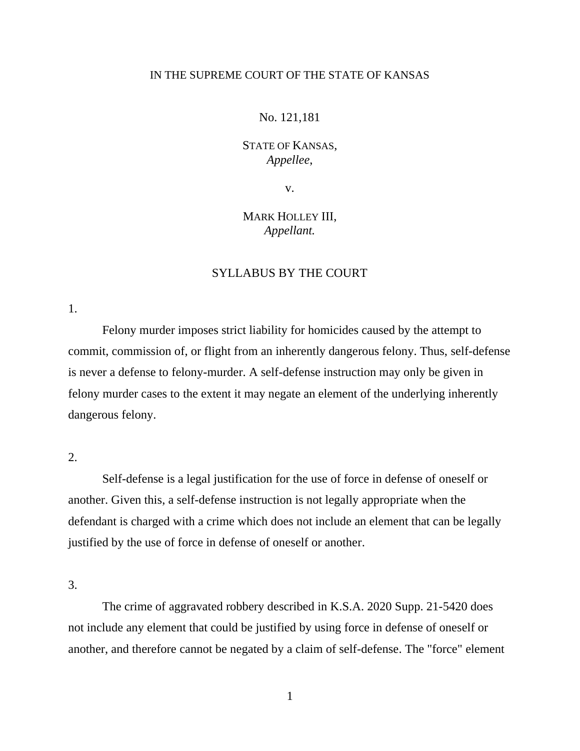IN THE SUPREME COURT OF THE STATE OF KANSAS

No. 121,181

STATE OF KANSAS,
*Appellee*,

v.

MARK HOLLEY III,
*Appellant.*

## SYLLABUS BY THE COURT

1.

Felony murder imposes strict liability for homicides caused by the attempt to commit, commission of, or flight from an inherently dangerous felony. Thus, self-defense is never a defense to felony-murder. A self-defense instruction may only be given in felony murder cases to the extent it may negate an element of the underlying inherently dangerous felony.

2.

Self-defense is a legal justification for the use of force in defense of oneself or another. Given this, a self-defense instruction is not legally appropriate when the defendant is charged with a crime which does not include an element that can be legally justified by the use of force in defense of oneself or another.

3.

The crime of aggravated robbery described in K.S.A. 2020 Supp. 21-5420 does not include any element that could be justified by using force in defense of oneself or another, and therefore cannot be negated by a claim of self-defense. The "force" element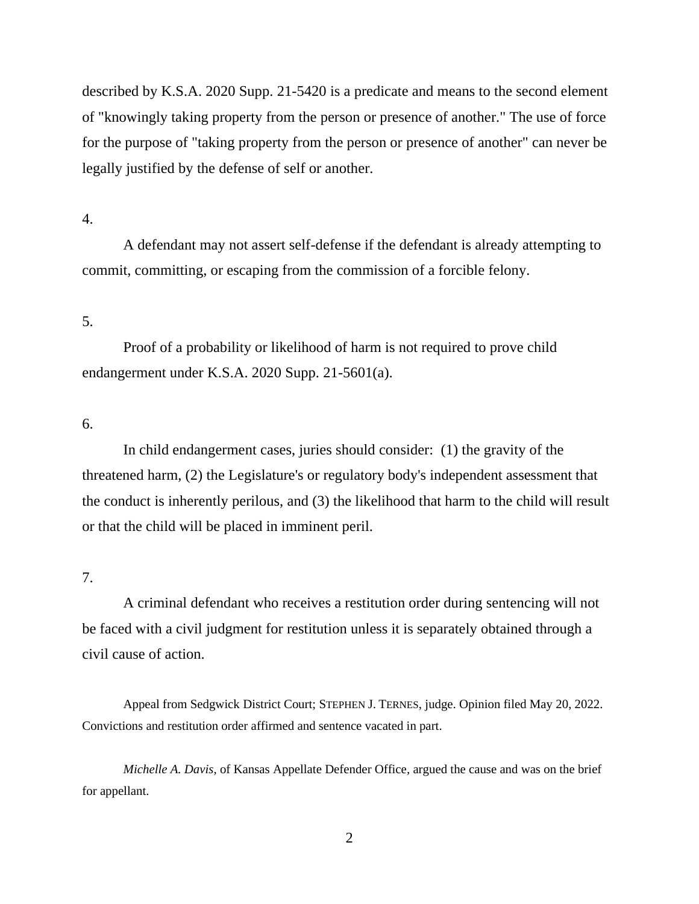described by K.S.A. 2020 Supp. 21-5420 is a predicate and means to the second element of "knowingly taking property from the person or presence of another." The use of force for the purpose of "taking property from the person or presence of another" can never be legally justified by the defense of self or another.

4.

A defendant may not assert self-defense if the defendant is already attempting to commit, committing, or escaping from the commission of a forcible felony.

5.

Proof of a probability or likelihood of harm is not required to prove child endangerment under K.S.A. 2020 Supp. 21-5601(a).

6.

In child endangerment cases, juries should consider: (1) the gravity of the threatened harm, (2) the Legislature's or regulatory body's independent assessment that the conduct is inherently perilous, and (3) the likelihood that harm to the child will result or that the child will be placed in imminent peril.

7.

A criminal defendant who receives a restitution order during sentencing will not be faced with a civil judgment for restitution unless it is separately obtained through a civil cause of action.

Appeal from Sedgwick District Court; STEPHEN J. TERNES, judge. Opinion filed May 20, 2022. Convictions and restitution order affirmed and sentence vacated in part.

*Michelle A. Davis*, of Kansas Appellate Defender Office, argued the cause and was on the brief for appellant.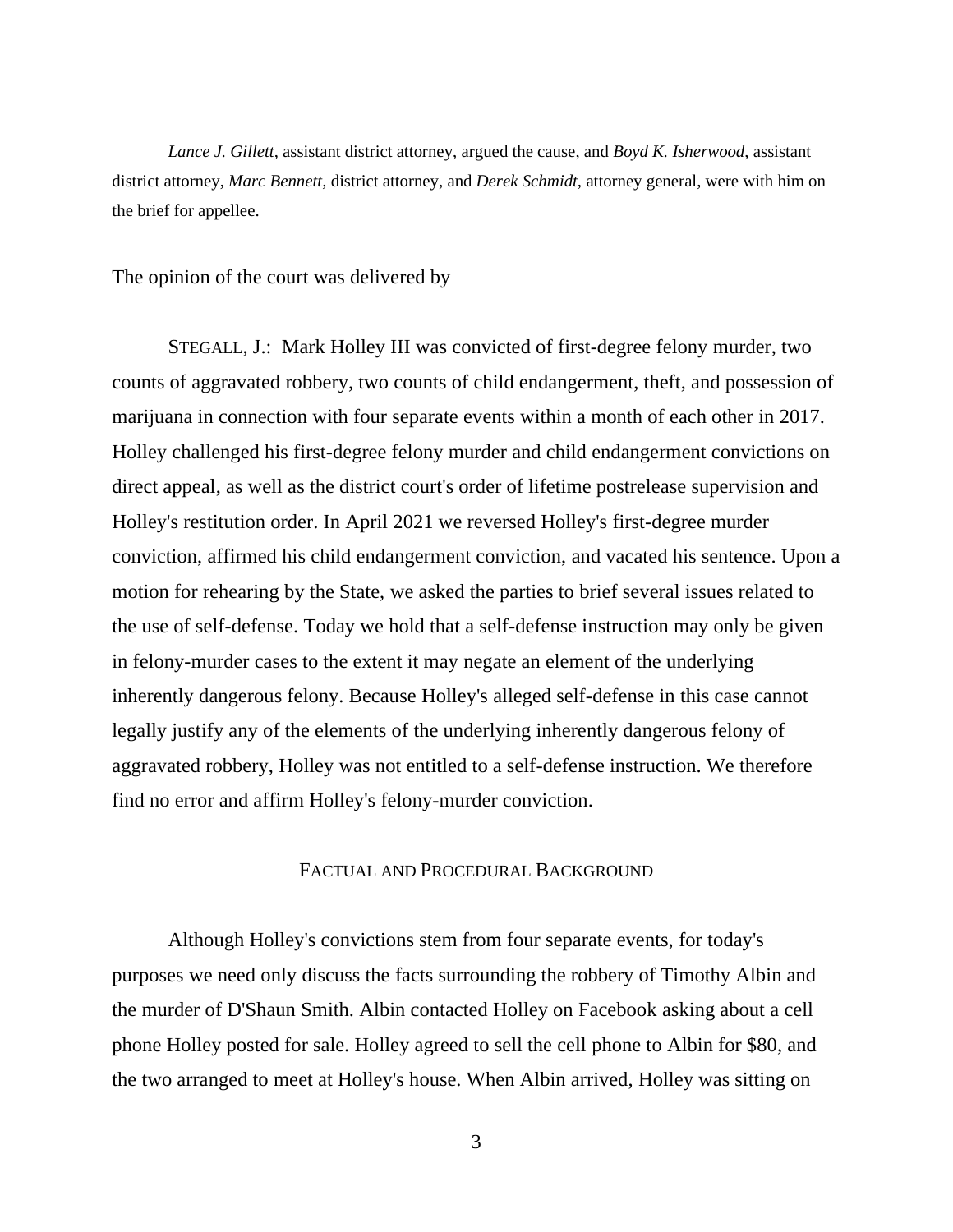*Lance J. Gillett*, assistant district attorney, argued the cause, and *Boyd K. Isherwood*, assistant district attorney, *Marc Bennett,* district attorney, and *Derek Schmidt,* attorney general, were with him on the brief for appellee.

The opinion of the court was delivered by

STEGALL, J.: Mark Holley III was convicted of first-degree felony murder, two counts of aggravated robbery, two counts of child endangerment, theft, and possession of marijuana in connection with four separate events within a month of each other in 2017. Holley challenged his first-degree felony murder and child endangerment convictions on direct appeal, as well as the district court's order of lifetime postrelease supervision and Holley's restitution order. In April 2021 we reversed Holley's first-degree murder conviction, affirmed his child endangerment conviction, and vacated his sentence. Upon a motion for rehearing by the State, we asked the parties to brief several issues related to the use of self-defense. Today we hold that a self-defense instruction may only be given in felony-murder cases to the extent it may negate an element of the underlying inherently dangerous felony. Because Holley's alleged self-defense in this case cannot legally justify any of the elements of the underlying inherently dangerous felony of aggravated robbery, Holley was not entitled to a self-defense instruction. We therefore find no error and affirm Holley's felony-murder conviction.

## FACTUAL AND PROCEDURAL BACKGROUND

Although Holley's convictions stem from four separate events, for today's purposes we need only discuss the facts surrounding the robbery of Timothy Albin and the murder of D'Shaun Smith. Albin contacted Holley on Facebook asking about a cell phone Holley posted for sale. Holley agreed to sell the cell phone to Albin for $80, and the two arranged to meet at Holley's house. When Albin arrived, Holley was sitting on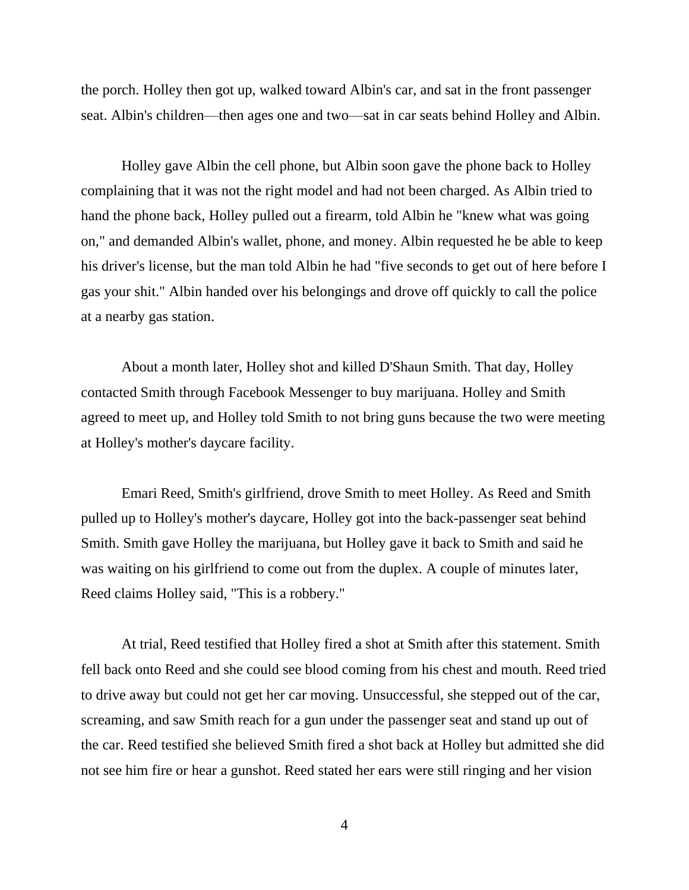the porch. Holley then got up, walked toward Albin's car, and sat in the front passenger seat. Albin's children—then ages one and two—sat in car seats behind Holley and Albin.

Holley gave Albin the cell phone, but Albin soon gave the phone back to Holley complaining that it was not the right model and had not been charged. As Albin tried to hand the phone back, Holley pulled out a firearm, told Albin he "knew what was going on," and demanded Albin's wallet, phone, and money. Albin requested he be able to keep his driver's license, but the man told Albin he had "five seconds to get out of here before I gas your shit." Albin handed over his belongings and drove off quickly to call the police at a nearby gas station.

About a month later, Holley shot and killed D'Shaun Smith. That day, Holley contacted Smith through Facebook Messenger to buy marijuana. Holley and Smith agreed to meet up, and Holley told Smith to not bring guns because the two were meeting at Holley's mother's daycare facility.

Emari Reed, Smith's girlfriend, drove Smith to meet Holley. As Reed and Smith pulled up to Holley's mother's daycare, Holley got into the back-passenger seat behind Smith. Smith gave Holley the marijuana, but Holley gave it back to Smith and said he was waiting on his girlfriend to come out from the duplex. A couple of minutes later, Reed claims Holley said, "This is a robbery."

At trial, Reed testified that Holley fired a shot at Smith after this statement. Smith fell back onto Reed and she could see blood coming from his chest and mouth. Reed tried to drive away but could not get her car moving. Unsuccessful, she stepped out of the car, screaming, and saw Smith reach for a gun under the passenger seat and stand up out of the car. Reed testified she believed Smith fired a shot back at Holley but admitted she did not see him fire or hear a gunshot. Reed stated her ears were still ringing and her vision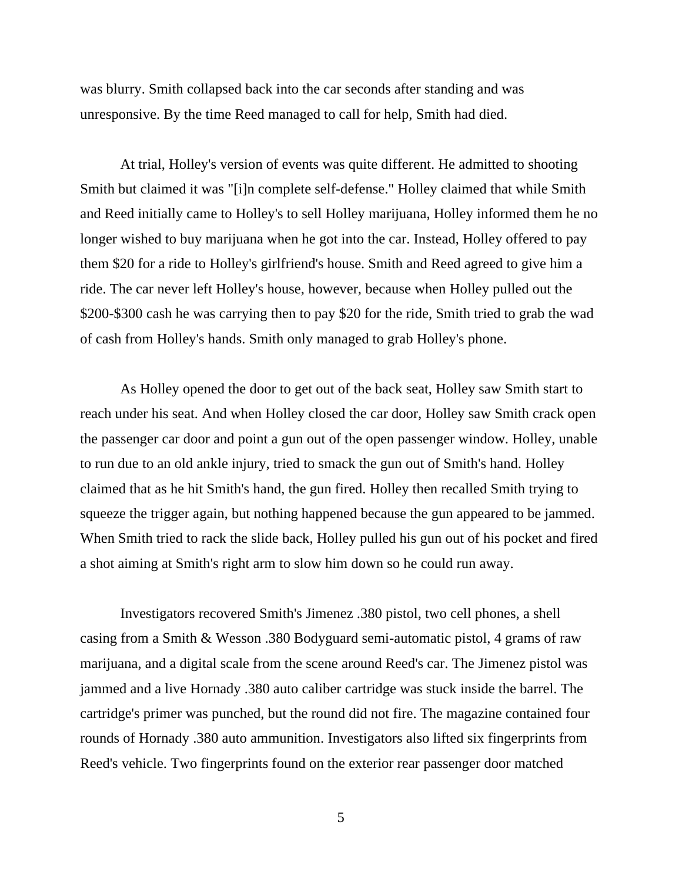was blurry. Smith collapsed back into the car seconds after standing and was unresponsive. By the time Reed managed to call for help, Smith had died.

At trial, Holley's version of events was quite different. He admitted to shooting Smith but claimed it was "[i]n complete self-defense." Holley claimed that while Smith and Reed initially came to Holley's to sell Holley marijuana, Holley informed them he no longer wished to buy marijuana when he got into the car. Instead, Holley offered to pay them $20 for a ride to Holley's girlfriend's house. Smith and Reed agreed to give him a ride. The car never left Holley's house, however, because when Holley pulled out the $200-$300 cash he was carrying then to pay $20 for the ride, Smith tried to grab the wad of cash from Holley's hands. Smith only managed to grab Holley's phone.

As Holley opened the door to get out of the back seat, Holley saw Smith start to reach under his seat. And when Holley closed the car door, Holley saw Smith crack open the passenger car door and point a gun out of the open passenger window. Holley, unable to run due to an old ankle injury, tried to smack the gun out of Smith's hand. Holley claimed that as he hit Smith's hand, the gun fired. Holley then recalled Smith trying to squeeze the trigger again, but nothing happened because the gun appeared to be jammed. When Smith tried to rack the slide back, Holley pulled his gun out of his pocket and fired a shot aiming at Smith's right arm to slow him down so he could run away.

Investigators recovered Smith's Jimenez .380 pistol, two cell phones, a shell casing from a Smith & Wesson .380 Bodyguard semi-automatic pistol, 4 grams of raw marijuana, and a digital scale from the scene around Reed's car. The Jimenez pistol was jammed and a live Hornady .380 auto caliber cartridge was stuck inside the barrel. The cartridge's primer was punched, but the round did not fire. The magazine contained four rounds of Hornady .380 auto ammunition. Investigators also lifted six fingerprints from Reed's vehicle. Two fingerprints found on the exterior rear passenger door matched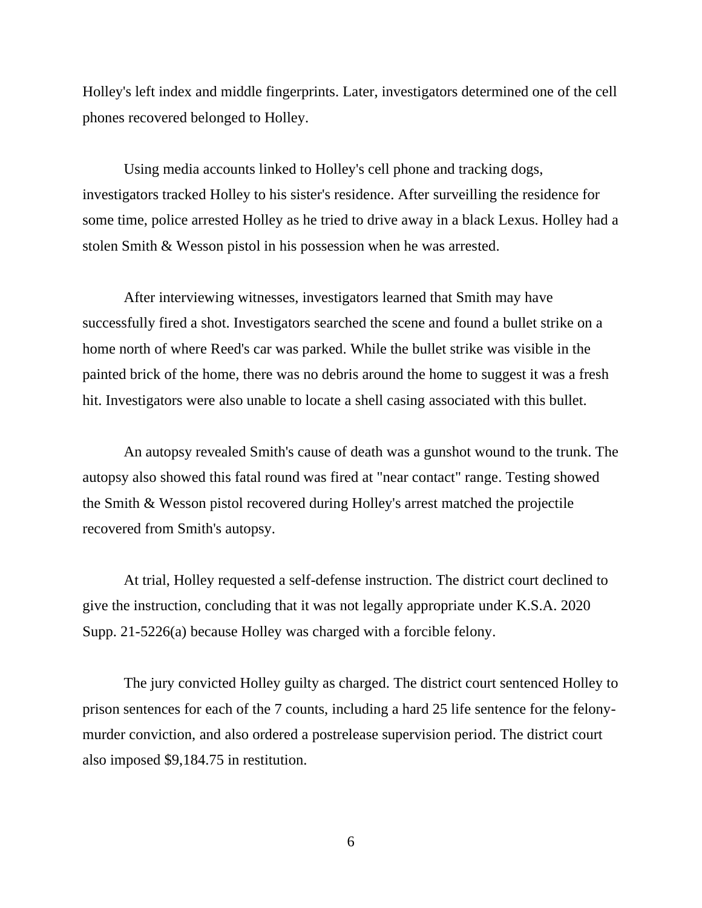Holley's left index and middle fingerprints. Later, investigators determined one of the cell phones recovered belonged to Holley.

Using media accounts linked to Holley's cell phone and tracking dogs, investigators tracked Holley to his sister's residence. After surveilling the residence for some time, police arrested Holley as he tried to drive away in a black Lexus. Holley had a stolen Smith & Wesson pistol in his possession when he was arrested.

After interviewing witnesses, investigators learned that Smith may have successfully fired a shot. Investigators searched the scene and found a bullet strike on a home north of where Reed's car was parked. While the bullet strike was visible in the painted brick of the home, there was no debris around the home to suggest it was a fresh hit. Investigators were also unable to locate a shell casing associated with this bullet.

An autopsy revealed Smith's cause of death was a gunshot wound to the trunk. The autopsy also showed this fatal round was fired at "near contact" range. Testing showed the Smith & Wesson pistol recovered during Holley's arrest matched the projectile recovered from Smith's autopsy.

At trial, Holley requested a self-defense instruction. The district court declined to give the instruction, concluding that it was not legally appropriate under K.S.A. 2020 Supp. 21-5226(a) because Holley was charged with a forcible felony.

The jury convicted Holley guilty as charged. The district court sentenced Holley to prison sentences for each of the 7 counts, including a hard 25 life sentence for the felony-murder conviction, and also ordered a postrelease supervision period. The district court also imposed $9,184.75 in restitution.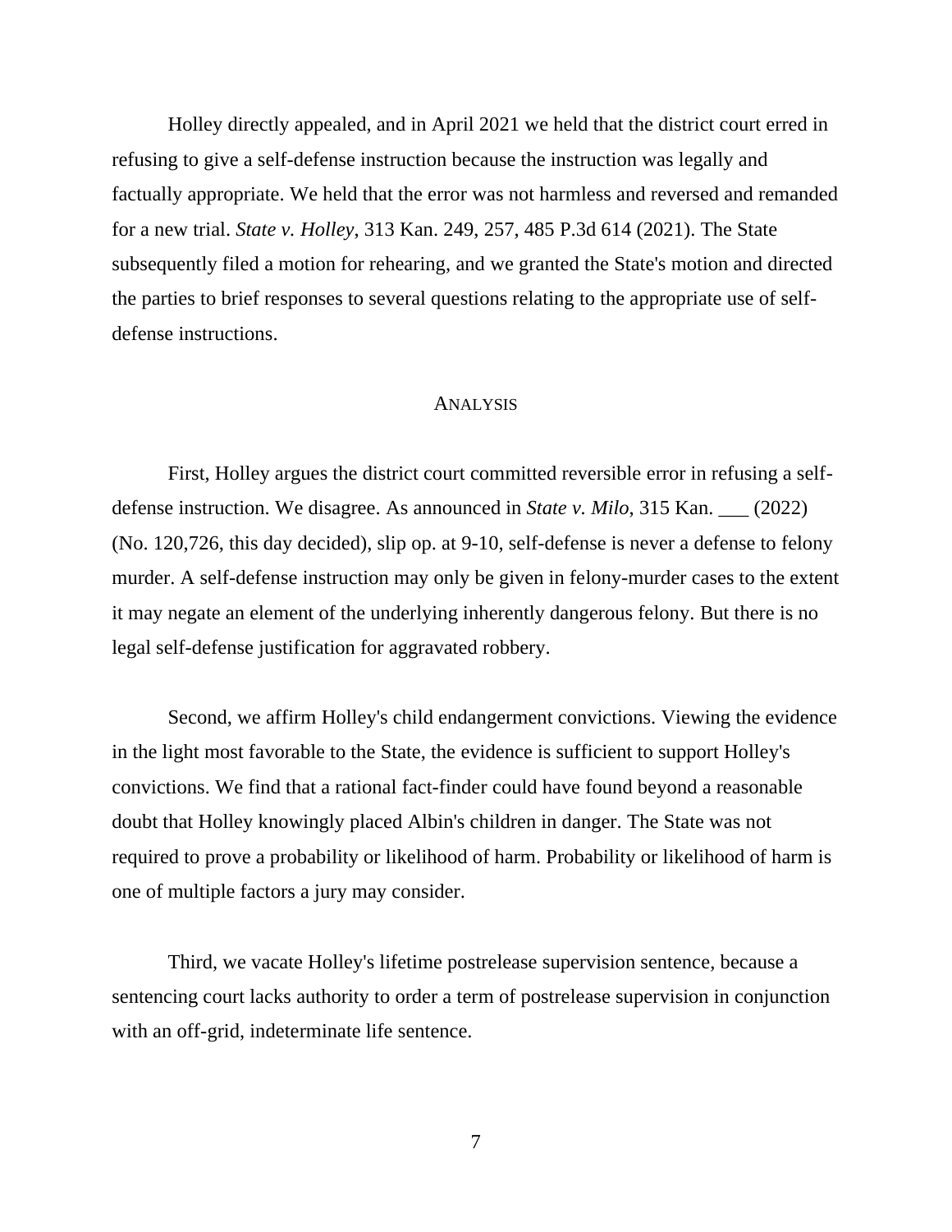Holley directly appealed, and in April 2021 we held that the district court erred in refusing to give a self-defense instruction because the instruction was legally and factually appropriate. We held that the error was not harmless and reversed and remanded for a new trial. *State v. Holley*, 313 Kan. 249, 257, 485 P.3d 614 (2021). The State subsequently filed a motion for rehearing, and we granted the State's motion and directed the parties to brief responses to several questions relating to the appropriate use of self-defense instructions.

## ANALYSIS

First, Holley argues the district court committed reversible error in refusing a self-defense instruction. We disagree. As announced in *State v. Milo*, 315 Kan. ___ (2022) (No. 120,726, this day decided), slip op. at 9-10, self-defense is never a defense to felony murder. A self-defense instruction may only be given in felony-murder cases to the extent it may negate an element of the underlying inherently dangerous felony. But there is no legal self-defense justification for aggravated robbery.

Second, we affirm Holley's child endangerment convictions. Viewing the evidence in the light most favorable to the State, the evidence is sufficient to support Holley's convictions. We find that a rational fact-finder could have found beyond a reasonable doubt that Holley knowingly placed Albin's children in danger. The State was not required to prove a probability or likelihood of harm. Probability or likelihood of harm is one of multiple factors a jury may consider.

Third, we vacate Holley's lifetime postrelease supervision sentence, because a sentencing court lacks authority to order a term of postrelease supervision in conjunction with an off-grid, indeterminate life sentence.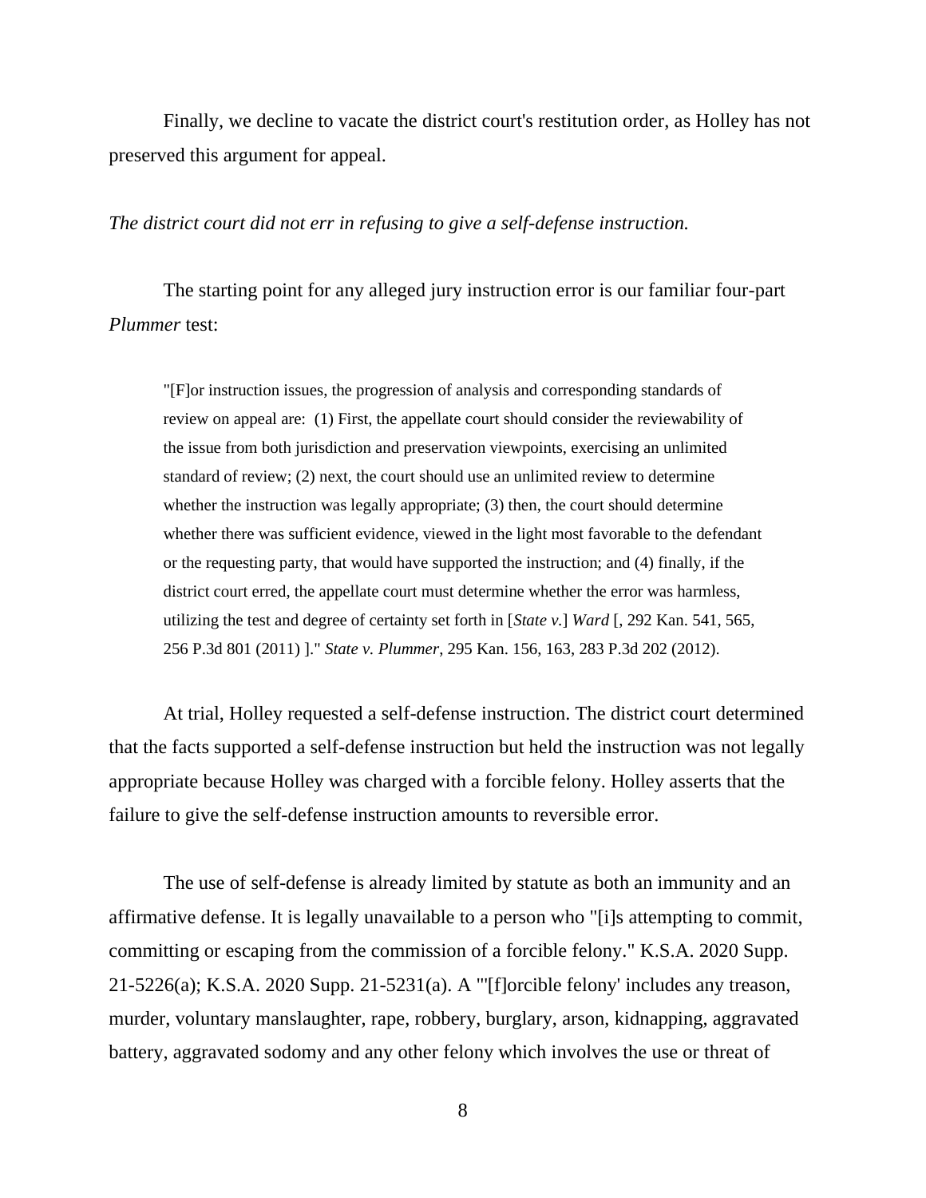Finally, we decline to vacate the district court's restitution order, as Holley has not preserved this argument for appeal.

*The district court did not err in refusing to give a self-defense instruction.*

The starting point for any alleged jury instruction error is our familiar four-part *Plummer* test:

> "[F]or instruction issues, the progression of analysis and corresponding standards of review on appeal are: (1) First, the appellate court should consider the reviewability of the issue from both jurisdiction and preservation viewpoints, exercising an unlimited standard of review; (2) next, the court should use an unlimited review to determine whether the instruction was legally appropriate; (3) then, the court should determine whether there was sufficient evidence, viewed in the light most favorable to the defendant or the requesting party, that would have supported the instruction; and (4) finally, if the district court erred, the appellate court must determine whether the error was harmless, utilizing the test and degree of certainty set forth in [*State v.*] *Ward* [, 292 Kan. 541, 565, 256 P.3d 801 (2011) ]." *State v. Plummer*, 295 Kan. 156, 163, 283 P.3d 202 (2012).

At trial, Holley requested a self-defense instruction. The district court determined that the facts supported a self-defense instruction but held the instruction was not legally appropriate because Holley was charged with a forcible felony. Holley asserts that the failure to give the self-defense instruction amounts to reversible error.

The use of self-defense is already limited by statute as both an immunity and an affirmative defense. It is legally unavailable to a person who "[i]s attempting to commit, committing or escaping from the commission of a forcible felony." K.S.A. 2020 Supp. 21-5226(a); K.S.A. 2020 Supp. 21-5231(a). A "'[f]orcible felony' includes any treason, murder, voluntary manslaughter, rape, robbery, burglary, arson, kidnapping, aggravated battery, aggravated sodomy and any other felony which involves the use or threat of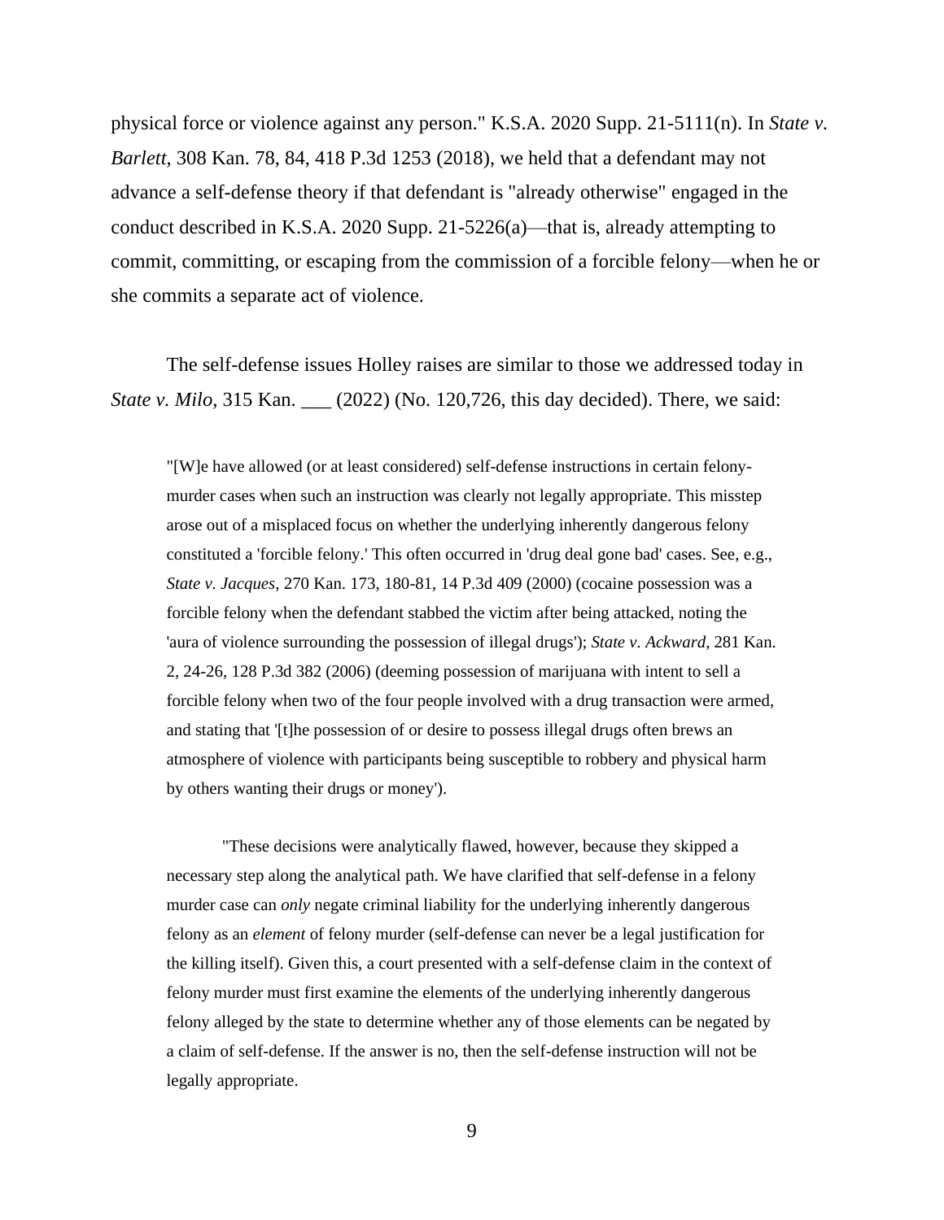physical force or violence against any person." K.S.A. 2020 Supp. 21-5111(n). In *State v. Barlett*, 308 Kan. 78, 84, 418 P.3d 1253 (2018), we held that a defendant may not advance a self-defense theory if that defendant is "already otherwise" engaged in the conduct described in K.S.A. 2020 Supp. 21-5226(a)—that is, already attempting to commit, committing, or escaping from the commission of a forcible felony—when he or she commits a separate act of violence.

The self-defense issues Holley raises are similar to those we addressed today in *State v. Milo*, 315 Kan. ___ (2022) (No. 120,726, this day decided). There, we said:

> "[W]e have allowed (or at least considered) self-defense instructions in certain felony-murder cases when such an instruction was clearly not legally appropriate. This misstep arose out of a misplaced focus on whether the underlying inherently dangerous felony constituted a 'forcible felony.' This often occurred in 'drug deal gone bad' cases. See, e.g., *State v. Jacques*, 270 Kan. 173, 180-81, 14 P.3d 409 (2000) (cocaine possession was a forcible felony when the defendant stabbed the victim after being attacked, noting the 'aura of violence surrounding the possession of illegal drugs'); *State v. Ackward*, 281 Kan. 2, 24-26, 128 P.3d 382 (2006) (deeming possession of marijuana with intent to sell a forcible felony when two of the four people involved with a drug transaction were armed, and stating that '[t]he possession of or desire to possess illegal drugs often brews an atmosphere of violence with participants being susceptible to robbery and physical harm by others wanting their drugs or money').
>
> "These decisions were analytically flawed, however, because they skipped a necessary step along the analytical path. We have clarified that self-defense in a felony murder case can *only* negate criminal liability for the underlying inherently dangerous felony as an *element* of felony murder (self-defense can never be a legal justification for the killing itself). Given this, a court presented with a self-defense claim in the context of felony murder must first examine the elements of the underlying inherently dangerous felony alleged by the state to determine whether any of those elements can be negated by a claim of self-defense. If the answer is no, then the self-defense instruction will not be legally appropriate.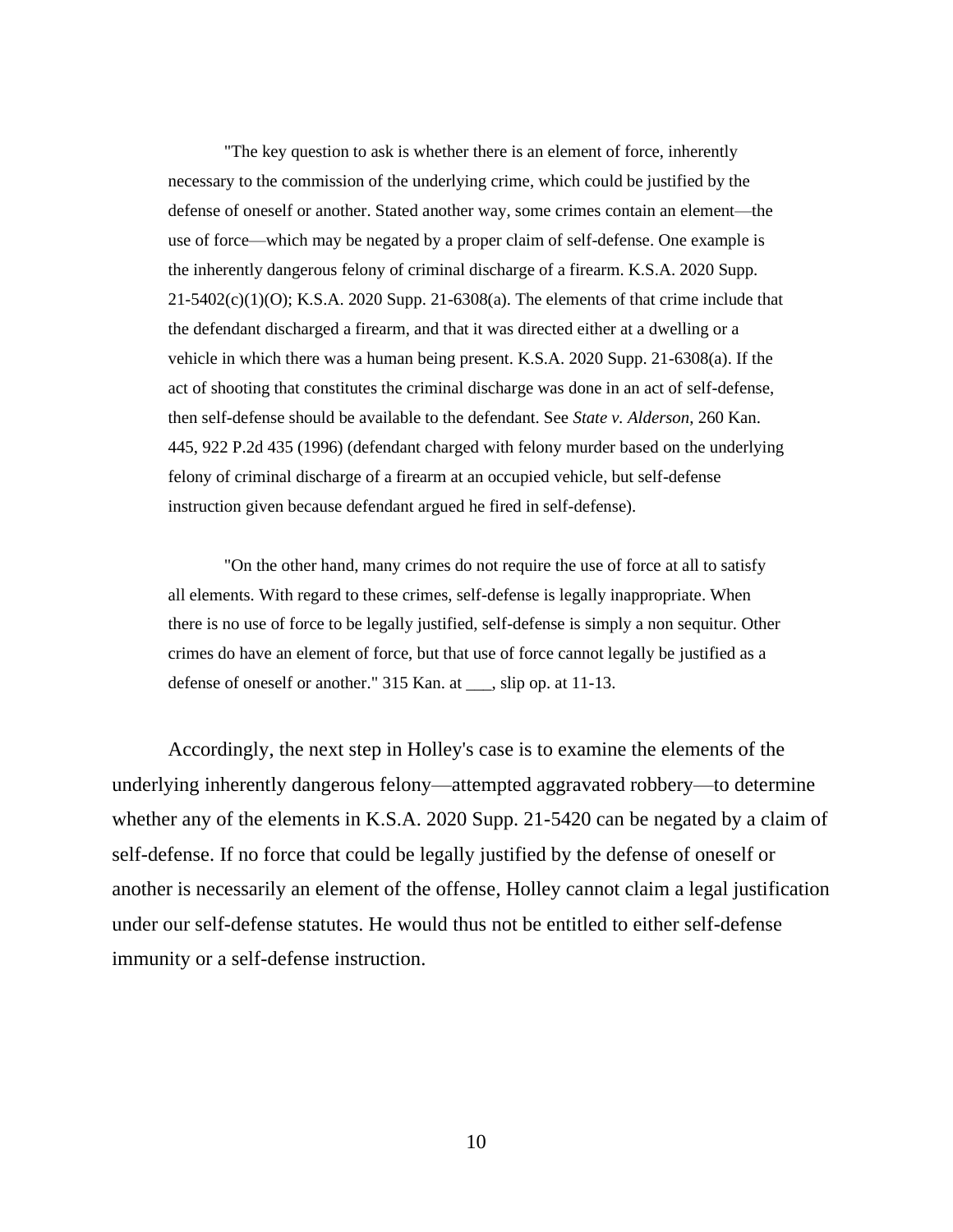> "The key question to ask is whether there is an element of force, inherently necessary to the commission of the underlying crime, which could be justified by the defense of oneself or another. Stated another way, some crimes contain an element—the use of force—which may be negated by a proper claim of self-defense. One example is the inherently dangerous felony of criminal discharge of a firearm. K.S.A. 2020 Supp. 21-5402(c)(1)(O); K.S.A. 2020 Supp. 21-6308(a). The elements of that crime include that the defendant discharged a firearm, and that it was directed either at a dwelling or a vehicle in which there was a human being present. K.S.A. 2020 Supp. 21-6308(a). If the act of shooting that constitutes the criminal discharge was done in an act of self-defense, then self-defense should be available to the defendant. See *State v. Alderson*, 260 Kan. 445, 922 P.2d 435 (1996) (defendant charged with felony murder based on the underlying felony of criminal discharge of a firearm at an occupied vehicle, but self-defense instruction given because defendant argued he fired in self-defense).
>
> "On the other hand, many crimes do not require the use of force at all to satisfy all elements. With regard to these crimes, self-defense is legally inappropriate. When there is no use of force to be legally justified, self-defense is simply a non sequitur. Other crimes do have an element of force, but that use of force cannot legally be justified as a defense of oneself or another." 315 Kan. at ___, slip op. at 11-13.

Accordingly, the next step in Holley's case is to examine the elements of the underlying inherently dangerous felony—attempted aggravated robbery—to determine whether any of the elements in K.S.A. 2020 Supp. 21-5420 can be negated by a claim of self-defense. If no force that could be legally justified by the defense of oneself or another is necessarily an element of the offense, Holley cannot claim a legal justification under our self-defense statutes. He would thus not be entitled to either self-defense immunity or a self-defense instruction.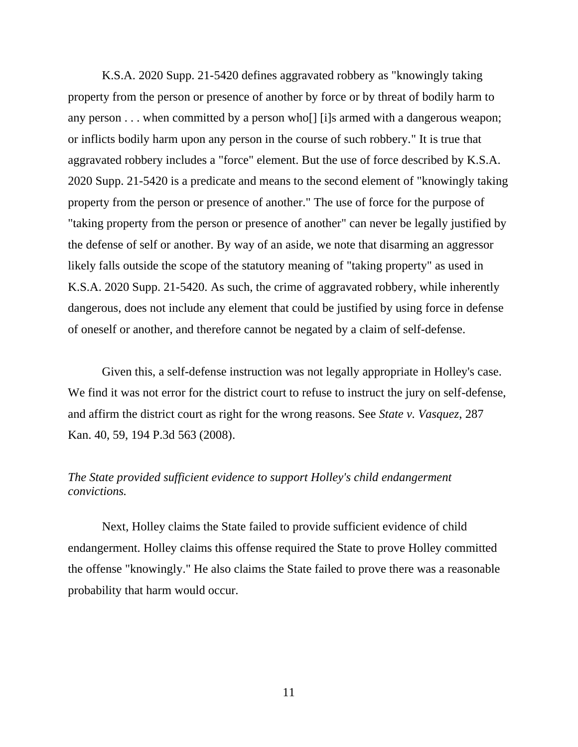K.S.A. 2020 Supp. 21-5420 defines aggravated robbery as "knowingly taking property from the person or presence of another by force or by threat of bodily harm to any person . . . when committed by a person who[] [i]s armed with a dangerous weapon; or inflicts bodily harm upon any person in the course of such robbery." It is true that aggravated robbery includes a "force" element. But the use of force described by K.S.A. 2020 Supp. 21-5420 is a predicate and means to the second element of "knowingly taking property from the person or presence of another." The use of force for the purpose of "taking property from the person or presence of another" can never be legally justified by the defense of self or another. By way of an aside, we note that disarming an aggressor likely falls outside the scope of the statutory meaning of "taking property" as used in K.S.A. 2020 Supp. 21-5420. As such, the crime of aggravated robbery, while inherently dangerous, does not include any element that could be justified by using force in defense of oneself or another, and therefore cannot be negated by a claim of self-defense.

Given this, a self-defense instruction was not legally appropriate in Holley's case. We find it was not error for the district court to refuse to instruct the jury on self-defense, and affirm the district court as right for the wrong reasons. See *State v. Vasquez*, 287 Kan. 40, 59, 194 P.3d 563 (2008).

*The State provided sufficient evidence to support Holley's child endangerment convictions.*

Next, Holley claims the State failed to provide sufficient evidence of child endangerment. Holley claims this offense required the State to prove Holley committed the offense "knowingly." He also claims the State failed to prove there was a reasonable probability that harm would occur.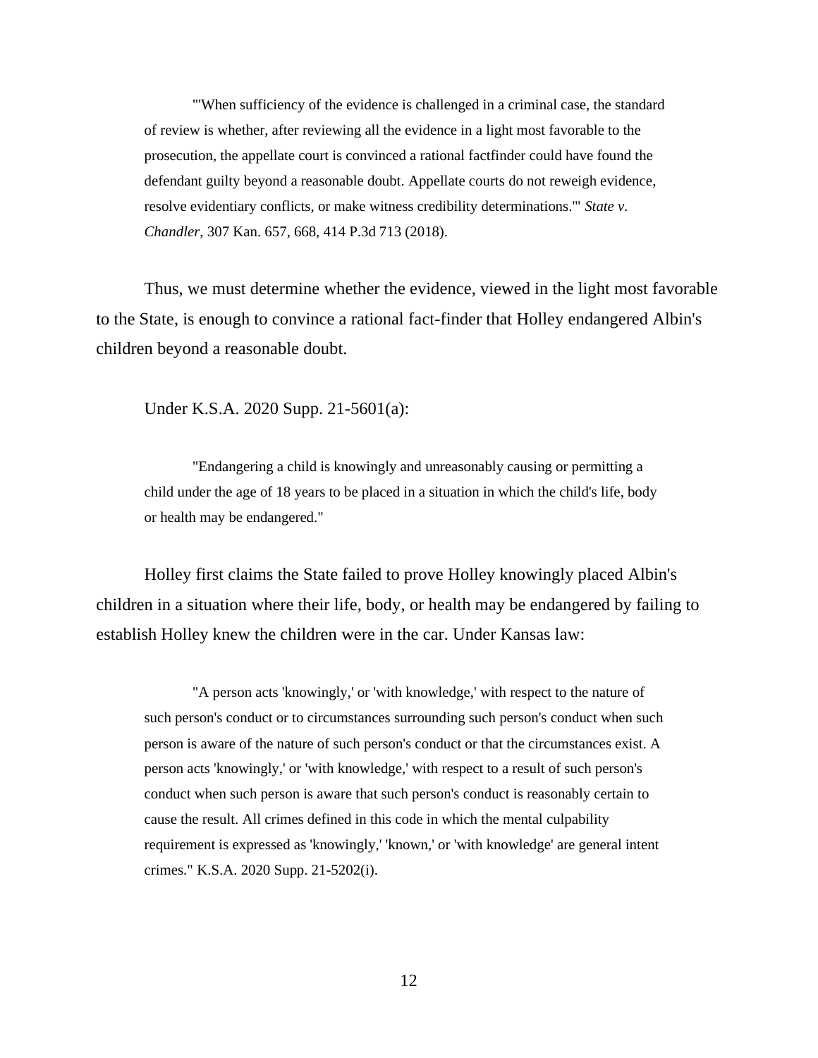> "'When sufficiency of the evidence is challenged in a criminal case, the standard of review is whether, after reviewing all the evidence in a light most favorable to the prosecution, the appellate court is convinced a rational factfinder could have found the defendant guilty beyond a reasonable doubt. Appellate courts do not reweigh evidence, resolve evidentiary conflicts, or make witness credibility determinations.'" *State v. Chandler*, 307 Kan. 657, 668, 414 P.3d 713 (2018).

Thus, we must determine whether the evidence, viewed in the light most favorable to the State, is enough to convince a rational fact-finder that Holley endangered Albin's children beyond a reasonable doubt.

Under K.S.A. 2020 Supp. 21-5601(a):

> "Endangering a child is knowingly and unreasonably causing or permitting a child under the age of 18 years to be placed in a situation in which the child's life, body or health may be endangered."

Holley first claims the State failed to prove Holley knowingly placed Albin's children in a situation where their life, body, or health may be endangered by failing to establish Holley knew the children were in the car. Under Kansas law:

> "A person acts 'knowingly,' or 'with knowledge,' with respect to the nature of such person's conduct or to circumstances surrounding such person's conduct when such person is aware of the nature of such person's conduct or that the circumstances exist. A person acts 'knowingly,' or 'with knowledge,' with respect to a result of such person's conduct when such person is aware that such person's conduct is reasonably certain to cause the result. All crimes defined in this code in which the mental culpability requirement is expressed as 'knowingly,' 'known,' or 'with knowledge' are general intent crimes." K.S.A. 2020 Supp. 21-5202(i).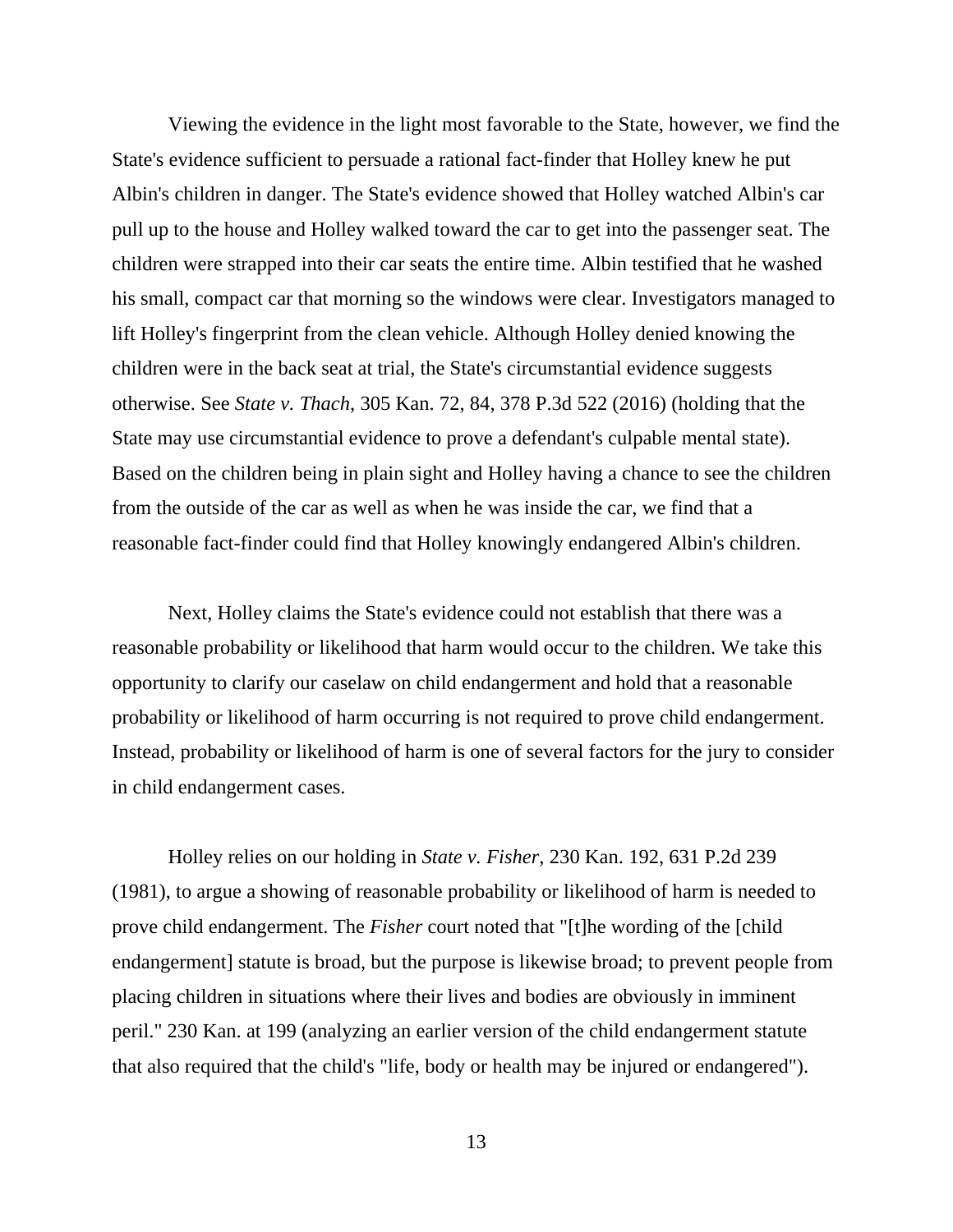Viewing the evidence in the light most favorable to the State, however, we find the State's evidence sufficient to persuade a rational fact-finder that Holley knew he put Albin's children in danger. The State's evidence showed that Holley watched Albin's car pull up to the house and Holley walked toward the car to get into the passenger seat. The children were strapped into their car seats the entire time. Albin testified that he washed his small, compact car that morning so the windows were clear. Investigators managed to lift Holley's fingerprint from the clean vehicle. Although Holley denied knowing the children were in the back seat at trial, the State's circumstantial evidence suggests otherwise. See *State v. Thach*, 305 Kan. 72, 84, 378 P.3d 522 (2016) (holding that the State may use circumstantial evidence to prove a defendant's culpable mental state). Based on the children being in plain sight and Holley having a chance to see the children from the outside of the car as well as when he was inside the car, we find that a reasonable fact-finder could find that Holley knowingly endangered Albin's children.

Next, Holley claims the State's evidence could not establish that there was a reasonable probability or likelihood that harm would occur to the children. We take this opportunity to clarify our caselaw on child endangerment and hold that a reasonable probability or likelihood of harm occurring is not required to prove child endangerment. Instead, probability or likelihood of harm is one of several factors for the jury to consider in child endangerment cases.

Holley relies on our holding in *State v. Fisher*, 230 Kan. 192, 631 P.2d 239 (1981), to argue a showing of reasonable probability or likelihood of harm is needed to prove child endangerment. The *Fisher* court noted that "[t]he wording of the [child endangerment] statute is broad, but the purpose is likewise broad; to prevent people from placing children in situations where their lives and bodies are obviously in imminent peril." 230 Kan. at 199 (analyzing an earlier version of the child endangerment statute that also required that the child's "life, body or health may be injured or endangered").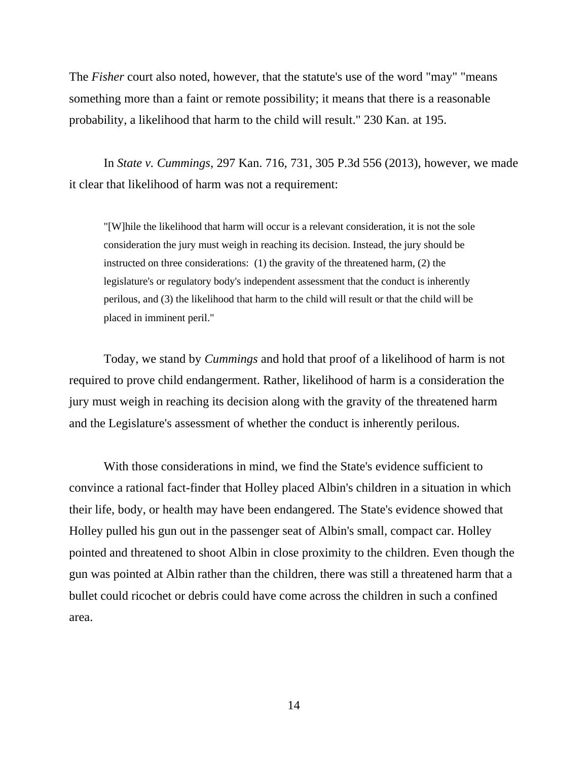The *Fisher* court also noted, however, that the statute's use of the word "may" "means something more than a faint or remote possibility; it means that there is a reasonable probability, a likelihood that harm to the child will result." 230 Kan. at 195.

In *State v. Cummings*, 297 Kan. 716, 731, 305 P.3d 556 (2013), however, we made it clear that likelihood of harm was not a requirement:

> "[W]hile the likelihood that harm will occur is a relevant consideration, it is not the sole consideration the jury must weigh in reaching its decision. Instead, the jury should be instructed on three considerations: (1) the gravity of the threatened harm, (2) the legislature's or regulatory body's independent assessment that the conduct is inherently perilous, and (3) the likelihood that harm to the child will result or that the child will be placed in imminent peril."

Today, we stand by *Cummings* and hold that proof of a likelihood of harm is not required to prove child endangerment. Rather, likelihood of harm is a consideration the jury must weigh in reaching its decision along with the gravity of the threatened harm and the Legislature's assessment of whether the conduct is inherently perilous.

With those considerations in mind, we find the State's evidence sufficient to convince a rational fact-finder that Holley placed Albin's children in a situation in which their life, body, or health may have been endangered. The State's evidence showed that Holley pulled his gun out in the passenger seat of Albin's small, compact car. Holley pointed and threatened to shoot Albin in close proximity to the children. Even though the gun was pointed at Albin rather than the children, there was still a threatened harm that a bullet could ricochet or debris could have come across the children in such a confined area.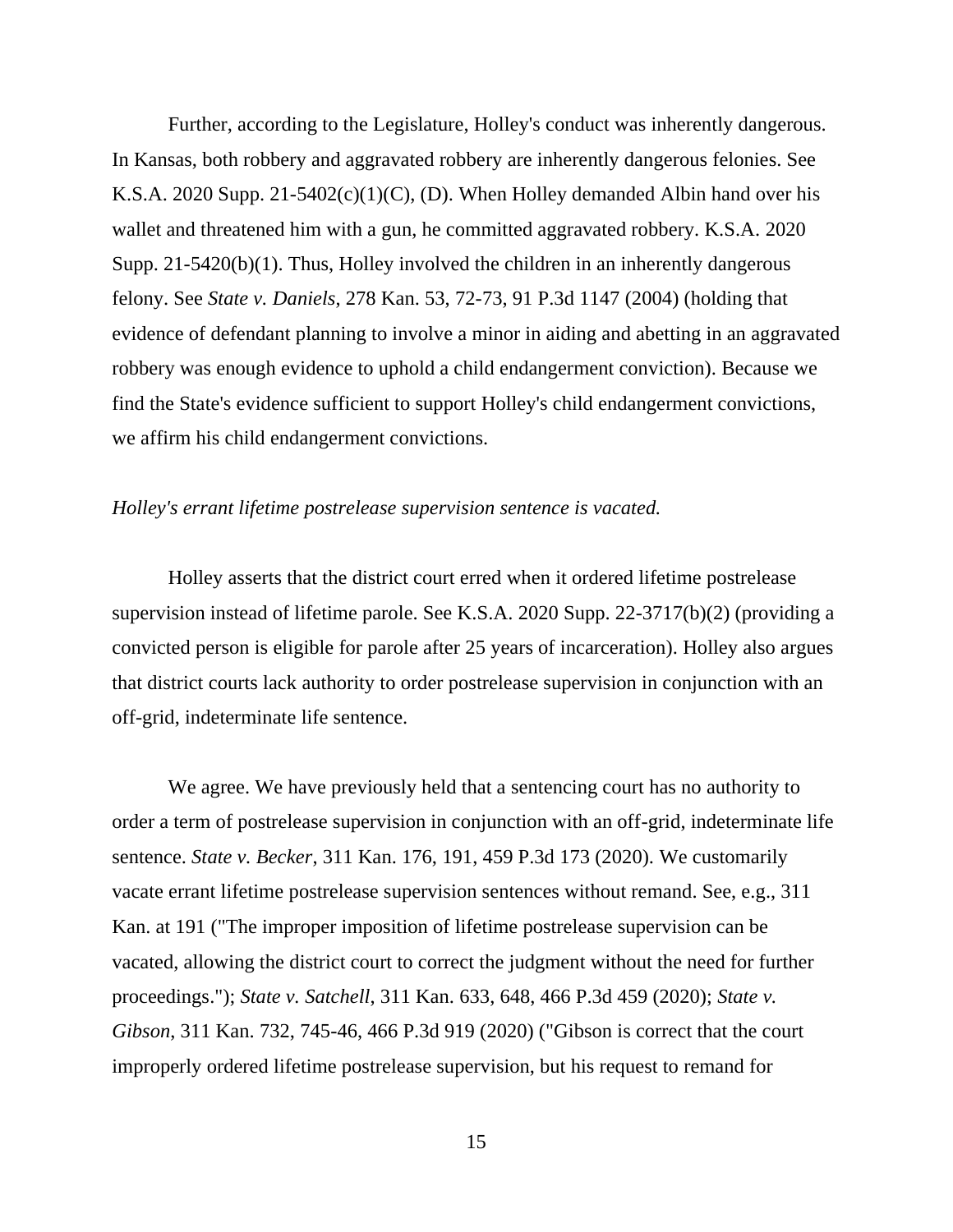Further, according to the Legislature, Holley's conduct was inherently dangerous. In Kansas, both robbery and aggravated robbery are inherently dangerous felonies. See K.S.A. 2020 Supp. 21-5402(c)(1)(C), (D). When Holley demanded Albin hand over his wallet and threatened him with a gun, he committed aggravated robbery. K.S.A. 2020 Supp. 21-5420(b)(1). Thus, Holley involved the children in an inherently dangerous felony. See *State v. Daniels*, 278 Kan. 53, 72-73, 91 P.3d 1147 (2004) (holding that evidence of defendant planning to involve a minor in aiding and abetting in an aggravated robbery was enough evidence to uphold a child endangerment conviction). Because we find the State's evidence sufficient to support Holley's child endangerment convictions, we affirm his child endangerment convictions.

*Holley's errant lifetime postrelease supervision sentence is vacated.*

Holley asserts that the district court erred when it ordered lifetime postrelease supervision instead of lifetime parole. See K.S.A. 2020 Supp. 22-3717(b)(2) (providing a convicted person is eligible for parole after 25 years of incarceration). Holley also argues that district courts lack authority to order postrelease supervision in conjunction with an off-grid, indeterminate life sentence.

We agree. We have previously held that a sentencing court has no authority to order a term of postrelease supervision in conjunction with an off-grid, indeterminate life sentence. *State v. Becker*, 311 Kan. 176, 191, 459 P.3d 173 (2020). We customarily vacate errant lifetime postrelease supervision sentences without remand. See, e.g., 311 Kan. at 191 ("The improper imposition of lifetime postrelease supervision can be vacated, allowing the district court to correct the judgment without the need for further proceedings."); *State v. Satchell*, 311 Kan. 633, 648, 466 P.3d 459 (2020); *State v. Gibson*, 311 Kan. 732, 745-46, 466 P.3d 919 (2020) ("Gibson is correct that the court improperly ordered lifetime postrelease supervision, but his request to remand for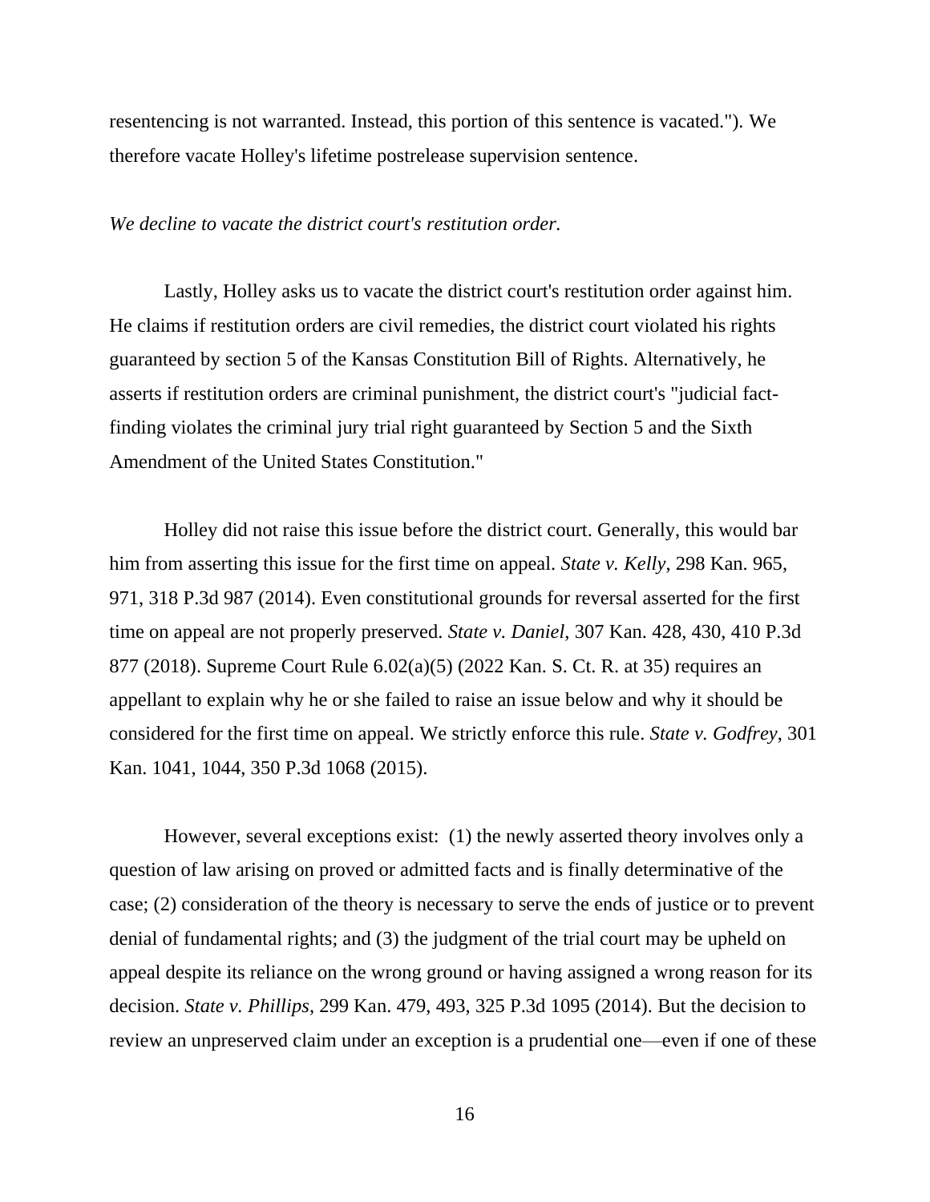resentencing is not warranted. Instead, this portion of this sentence is vacated."). We therefore vacate Holley's lifetime postrelease supervision sentence.

*We decline to vacate the district court's restitution order.*

Lastly, Holley asks us to vacate the district court's restitution order against him. He claims if restitution orders are civil remedies, the district court violated his rights guaranteed by section 5 of the Kansas Constitution Bill of Rights. Alternatively, he asserts if restitution orders are criminal punishment, the district court's "judicial fact-finding violates the criminal jury trial right guaranteed by Section 5 and the Sixth Amendment of the United States Constitution."

Holley did not raise this issue before the district court. Generally, this would bar him from asserting this issue for the first time on appeal. *State v. Kelly*, 298 Kan. 965, 971, 318 P.3d 987 (2014). Even constitutional grounds for reversal asserted for the first time on appeal are not properly preserved. *State v. Daniel*, 307 Kan. 428, 430, 410 P.3d 877 (2018). Supreme Court Rule 6.02(a)(5) (2022 Kan. S. Ct. R. at 35) requires an appellant to explain why he or she failed to raise an issue below and why it should be considered for the first time on appeal. We strictly enforce this rule. *State v. Godfrey*, 301 Kan. 1041, 1044, 350 P.3d 1068 (2015).

However, several exceptions exist: (1) the newly asserted theory involves only a question of law arising on proved or admitted facts and is finally determinative of the case; (2) consideration of the theory is necessary to serve the ends of justice or to prevent denial of fundamental rights; and (3) the judgment of the trial court may be upheld on appeal despite its reliance on the wrong ground or having assigned a wrong reason for its decision. *State v. Phillips*, 299 Kan. 479, 493, 325 P.3d 1095 (2014). But the decision to review an unpreserved claim under an exception is a prudential one—even if one of these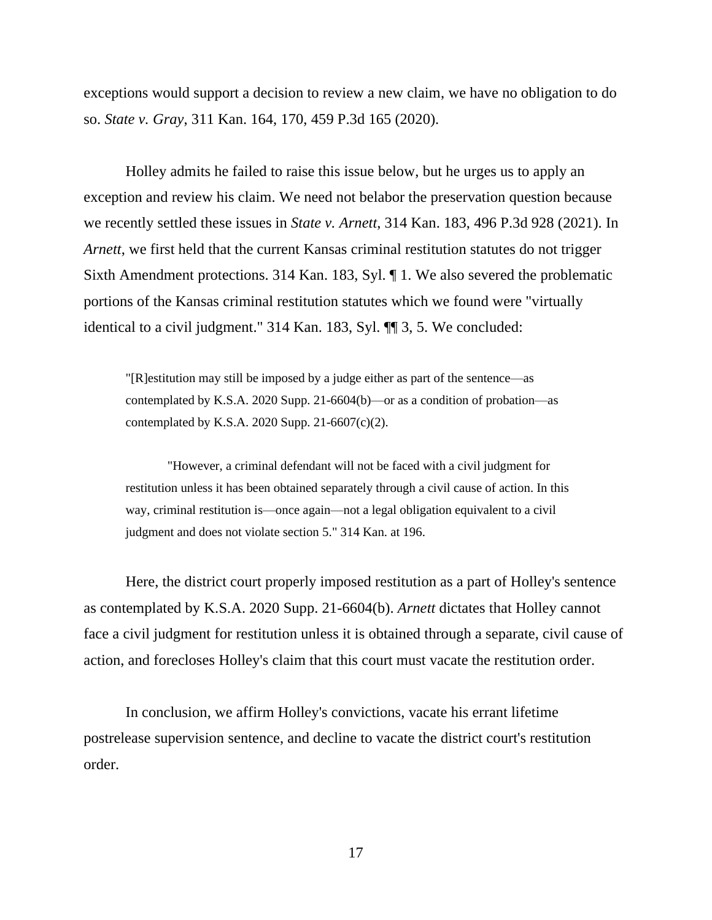exceptions would support a decision to review a new claim, we have no obligation to do so. *State v. Gray*, 311 Kan. 164, 170, 459 P.3d 165 (2020).

Holley admits he failed to raise this issue below, but he urges us to apply an exception and review his claim. We need not belabor the preservation question because we recently settled these issues in *State v. Arnett*, 314 Kan. 183, 496 P.3d 928 (2021). In *Arnett*, we first held that the current Kansas criminal restitution statutes do not trigger Sixth Amendment protections. 314 Kan. 183, Syl. ¶ 1. We also severed the problematic portions of the Kansas criminal restitution statutes which we found were "virtually identical to a civil judgment." 314 Kan. 183, Syl. ¶¶ 3, 5. We concluded:

> "[R]estitution may still be imposed by a judge either as part of the sentence—as contemplated by K.S.A. 2020 Supp. 21-6604(b)—or as a condition of probation—as contemplated by K.S.A. 2020 Supp. 21-6607(c)(2).
>
> "However, a criminal defendant will not be faced with a civil judgment for restitution unless it has been obtained separately through a civil cause of action. In this way, criminal restitution is—once again—not a legal obligation equivalent to a civil judgment and does not violate section 5." 314 Kan. at 196.

Here, the district court properly imposed restitution as a part of Holley's sentence as contemplated by K.S.A. 2020 Supp. 21-6604(b). *Arnett* dictates that Holley cannot face a civil judgment for restitution unless it is obtained through a separate, civil cause of action, and forecloses Holley's claim that this court must vacate the restitution order.

In conclusion, we affirm Holley's convictions, vacate his errant lifetime postrelease supervision sentence, and decline to vacate the district court's restitution order.